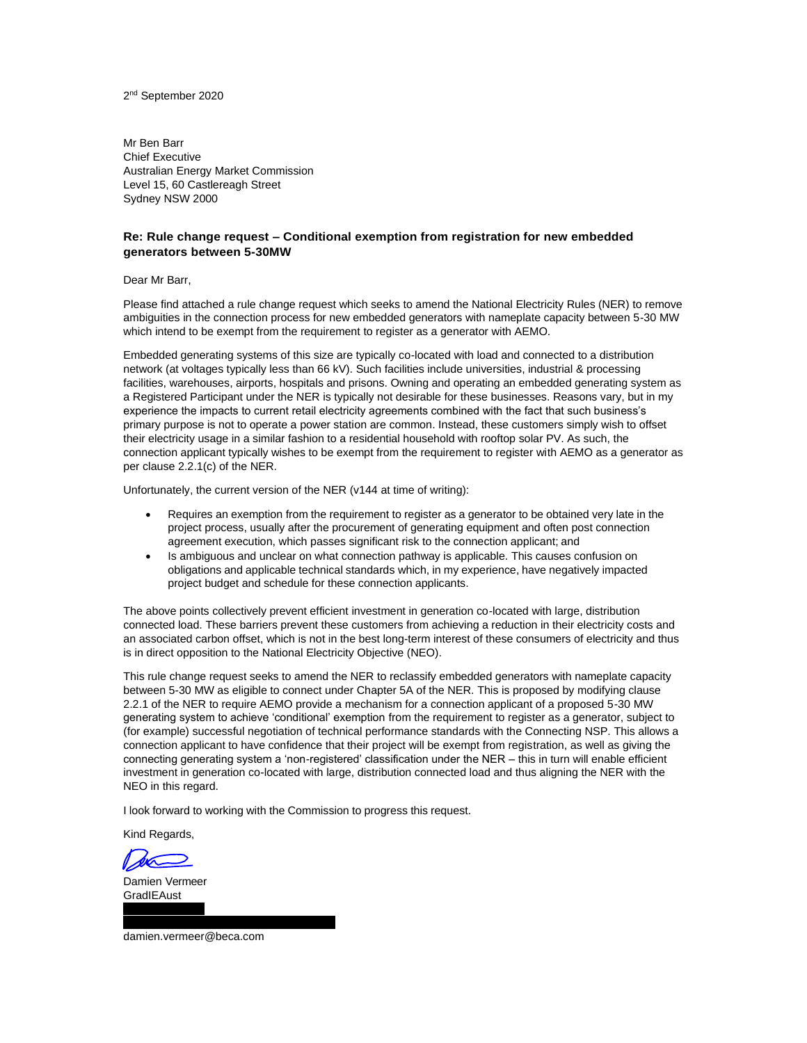2nd September 2020

Mr Ben Barr
Chief Executive
Australian Energy Market Commission
Level 15, 60 Castlereagh Street
Sydney NSW 2000

**Re: Rule change request – Conditional exemption from registration for new embedded generators between 5-30MW**

Dear Mr Barr,

Please find attached a rule change request which seeks to amend the National Electricity Rules (NER) to remove ambiguities in the connection process for new embedded generators with nameplate capacity between 5-30 MW which intend to be exempt from the requirement to register as a generator with AEMO.

Embedded generating systems of this size are typically co-located with load and connected to a distribution network (at voltages typically less than 66 kV). Such facilities include universities, industrial & processing facilities, warehouses, airports, hospitals and prisons. Owning and operating an embedded generating system as a Registered Participant under the NER is typically not desirable for these businesses. Reasons vary, but in my experience the impacts to current retail electricity agreements combined with the fact that such business's primary purpose is not to operate a power station are common. Instead, these customers simply wish to offset their electricity usage in a similar fashion to a residential household with rooftop solar PV. As such, the connection applicant typically wishes to be exempt from the requirement to register with AEMO as a generator as per clause 2.2.1(c) of the NER.

Unfortunately, the current version of the NER (v144 at time of writing):

- Requires an exemption from the requirement to register as a generator to be obtained very late in the project process, usually after the procurement of generating equipment and often post connection agreement execution, which passes significant risk to the connection applicant; and
- Is ambiguous and unclear on what connection pathway is applicable. This causes confusion on obligations and applicable technical standards which, in my experience, have negatively impacted project budget and schedule for these connection applicants.

The above points collectively prevent efficient investment in generation co-located with large, distribution connected load. These barriers prevent these customers from achieving a reduction in their electricity costs and an associated carbon offset, which is not in the best long-term interest of these consumers of electricity and thus is in direct opposition to the National Electricity Objective (NEO).

This rule change request seeks to amend the NER to reclassify embedded generators with nameplate capacity between 5-30 MW as eligible to connect under Chapter 5A of the NER. This is proposed by modifying clause 2.2.1 of the NER to require AEMO provide a mechanism for a connection applicant of a proposed 5-30 MW generating system to achieve 'conditional' exemption from the requirement to register as a generator, subject to (for example) successful negotiation of technical performance standards with the Connecting NSP. This allows a connection applicant to have confidence that their project will be exempt from registration, as well as giving the connecting generating system a 'non-registered' classification under the NER – this in turn will enable efficient investment in generation co-located with large, distribution connected load and thus aligning the NER with the NEO in this regard.

I look forward to working with the Commission to progress this request.

Kind Regards,

Damien Vermeer
GradIEAust

damien.vermeer@beca.com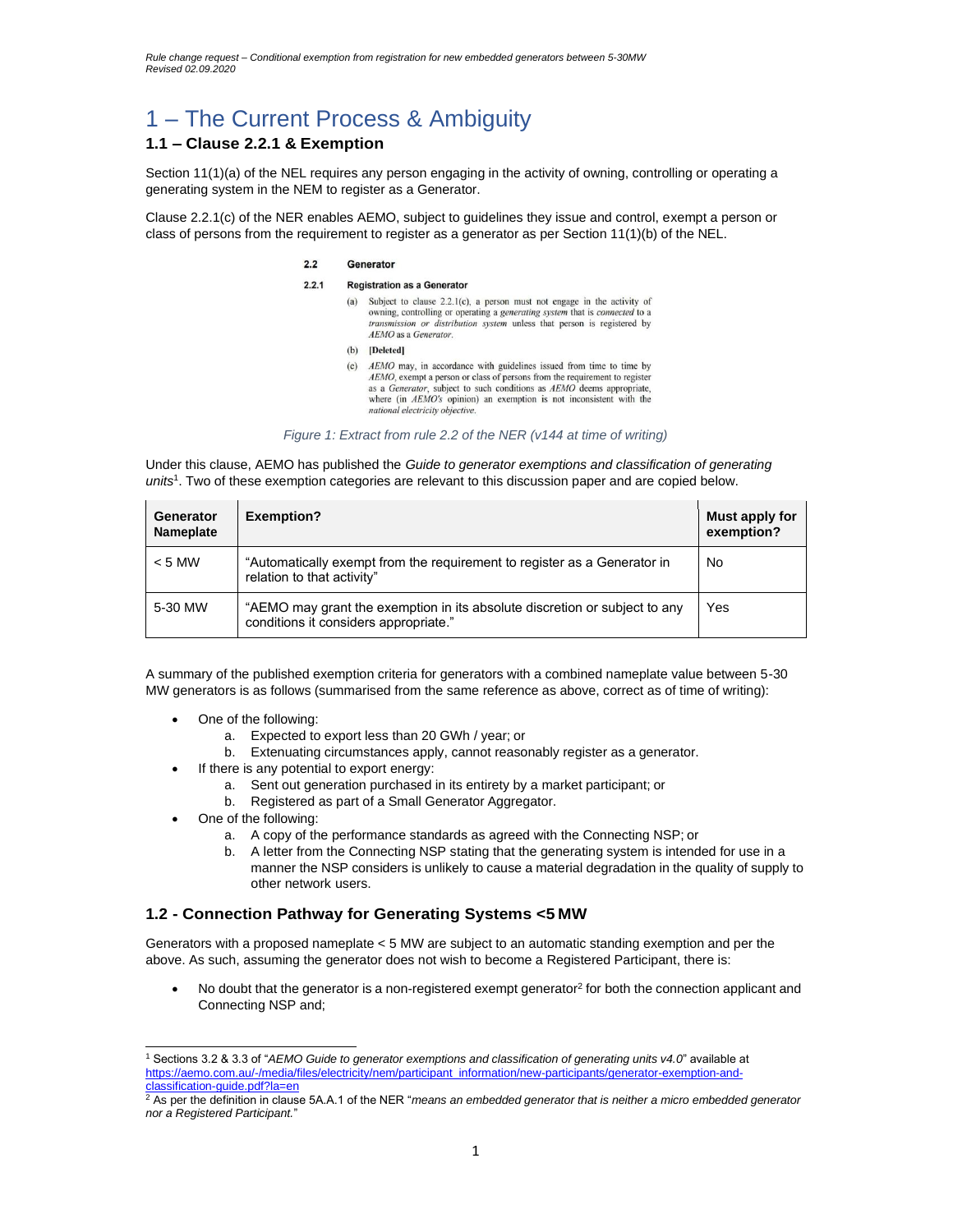# 1 – The Current Process & Ambiguity

## 1.1 – Clause 2.2.1 & Exemption

Section 11(1)(a) of the NEL requires any person engaging in the activity of owning, controlling or operating a generating system in the NEM to register as a Generator.

Clause 2.2.1(c) of the NER enables AEMO, subject to guidelines they issue and control, exempt a person or class of persons from the requirement to register as a generator as per Section 11(1)(b) of the NEL.

> **2.2 Generator**
>
> **2.2.1 Registration as a Generator**
>
> (a) Subject to clause 2.2.1(c), a person must not engage in the activity of owning, controlling or operating a *generating system* that is *connected* to a *transmission or distribution system* unless that person is registered by *AEMO* as a *Generator*.
>
> (b) **[Deleted]**
>
> (c) *AEMO* may, in accordance with guidelines issued from time to time by *AEMO*, exempt a person or class of persons from the requirement to register as a *Generator*, subject to such conditions as *AEMO* deems appropriate, where (in *AEMO's* opinion) an exemption is not inconsistent with the *national electricity objective*.

*Figure 1: Extract from rule 2.2 of the NER (v144 at time of writing)*

Under this clause, AEMO has published the *Guide to generator exemptions and classification of generating units*[1]. Two of these exemption categories are relevant to this discussion paper and are copied below.

| Generator Nameplate | Exemption? | Must apply for exemption? |
|---|---|---|
| < 5 MW | "Automatically exempt from the requirement to register as a Generator in relation to that activity" | No |
| 5-30 MW | "AEMO may grant the exemption in its absolute discretion or subject to any conditions it considers appropriate." | Yes |

A summary of the published exemption criteria for generators with a combined nameplate value between 5-30 MW generators is as follows (summarised from the same reference as above, correct as of time of writing):

- One of the following:
  a. Expected to export less than 20 GWh / year; or
  b. Extenuating circumstances apply, cannot reasonably register as a generator.
- If there is any potential to export energy:
  a. Sent out generation purchased in its entirety by a market participant; or
  b. Registered as part of a Small Generator Aggregator.
- One of the following:
  a. A copy of the performance standards as agreed with the Connecting NSP; or
  b. A letter from the Connecting NSP stating that the generating system is intended for use in a manner the NSP considers is unlikely to cause a material degradation in the quality of supply to other network users.

## 1.2 - Connection Pathway for Generating Systems <5 MW

Generators with a proposed nameplate < 5 MW are subject to an automatic standing exemption and per the above. As such, assuming the generator does not wish to become a Registered Participant, there is:

- No doubt that the generator is a non-registered exempt generator[2] for both the connection applicant and Connecting NSP and;

---

[1] Sections 3.2 & 3.3 of "*AEMO Guide to generator exemptions and classification of generating units v4.0*" available at https://aemo.com.au/-/media/files/electricity/nem/participant_information/new-participants/generator-exemption-and-classification-guide.pdf?la=en

[2] As per the definition in clause 5A.A.1 of the NER "*means an embedded generator that is neither a micro embedded generator nor a Registered Participant.*"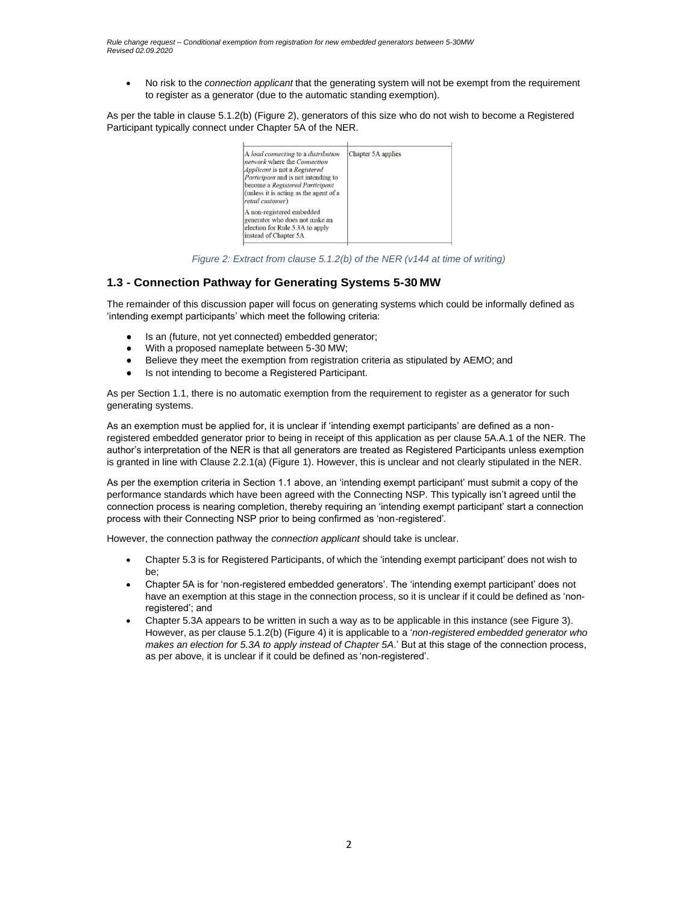- No risk to the *connection applicant* that the generating system will not be exempt from the requirement to register as a generator (due to the automatic standing exemption).

As per the table in clause 5.1.2(b) (Figure 2), generators of this size who do not wish to become a Registered Participant typically connect under Chapter 5A of the NER.

| | |
|---|---|
| A *load connecting* to a *distribution network* where the *Connection Applicant* is not a *Registered Participant* and is not intending to become a *Registered Participant* (unless it is acting as the agent of a *retail customer*) | Chapter 5A applies |
| A non-registered embedded generator who does not make an election for Rule 5.3A to apply instead of Chapter 5A | |

*Figure 2: Extract from clause 5.1.2(b) of the NER (v144 at time of writing)*

## 1.3 - Connection Pathway for Generating Systems 5-30 MW

The remainder of this discussion paper will focus on generating systems which could be informally defined as 'intending exempt participants' which meet the following criteria:

- Is an (future, not yet connected) embedded generator;
- With a proposed nameplate between 5-30 MW;
- Believe they meet the exemption from registration criteria as stipulated by AEMO; and
- Is not intending to become a Registered Participant.

As per Section 1.1, there is no automatic exemption from the requirement to register as a generator for such generating systems.

As an exemption must be applied for, it is unclear if 'intending exempt participants' are defined as a non-registered embedded generator prior to being in receipt of this application as per clause 5A.A.1 of the NER. The author's interpretation of the NER is that all generators are treated as Registered Participants unless exemption is granted in line with Clause 2.2.1(a) (Figure 1). However, this is unclear and not clearly stipulated in the NER.

As per the exemption criteria in Section 1.1 above, an 'intending exempt participant' must submit a copy of the performance standards which have been agreed with the Connecting NSP. This typically isn't agreed until the connection process is nearing completion, thereby requiring an 'intending exempt participant' start a connection process with their Connecting NSP prior to being confirmed as 'non-registered'.

However, the connection pathway the *connection applicant* should take is unclear.

- Chapter 5.3 is for Registered Participants, of which the 'intending exempt participant' does not wish to be;
- Chapter 5A is for 'non-registered embedded generators'. The 'intending exempt participant' does not have an exemption at this stage in the connection process, so it is unclear if it could be defined as 'non-registered'; and
- Chapter 5.3A appears to be written in such a way as to be applicable in this instance (see Figure 3). However, as per clause 5.1.2(b) (Figure 4) it is applicable to a '*non-registered embedded generator who makes an election for 5.3A to apply instead of Chapter 5A*.' But at this stage of the connection process, as per above, it is unclear if it could be defined as 'non-registered'.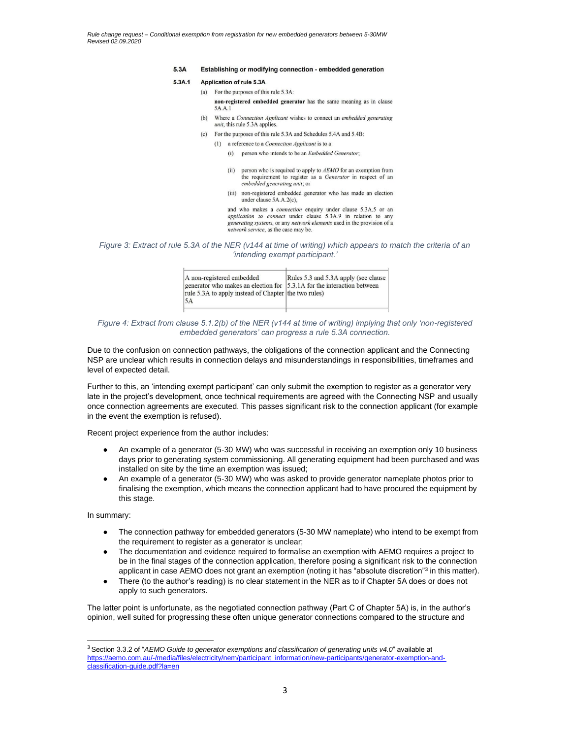**5.3A Establishing or modifying connection - embedded generation**

**5.3A.1 Application of rule 5.3A**

(a) For the purposes of this rule 5.3A:

**non-registered embedded generator** has the same meaning as in clause 5A.A.1

(b) Where a *Connection Applicant* wishes to connect an *embedded generating unit*, this rule 5.3A applies.

(c) For the purposes of this rule 5.3A and Schedules 5.4A and 5.4B:

(1) a reference to a *Connection Applicant* is to a:

(i) person who intends to be an *Embedded Generator*;

(ii) person who is required to apply to *AEMO* for an exemption from the requirement to register as a *Generator* in respect of an *embedded generating unit*; or

(iii) non-registered embedded generator who has made an election under clause 5A.A.2(c),

and who makes a *connection* enquiry under clause 5.3A.5 or an *application to connect* under clause 5.3A.9 in relation to any *generating systems*, or any *network elements* used in the provision of a *network service*, as the case may be.

*Figure 3: Extract of rule 5.3A of the NER (v144 at time of writing) which appears to match the criteria of an 'intending exempt participant.'*

| A non-registered embedded generator who makes an election for rule 5.3A to apply instead of Chapter 5A | Rules 5.3 and 5.3A apply (see clause 5.3.1A for the interaction between the two rules) |
|---|---|

*Figure 4: Extract from clause 5.1.2(b) of the NER (v144 at time of writing) implying that only 'non-registered embedded generators' can progress a rule 5.3A connection.*

Due to the confusion on connection pathways, the obligations of the connection applicant and the Connecting NSP are unclear which results in connection delays and misunderstandings in responsibilities, timeframes and level of expected detail.

Further to this, an 'intending exempt participant' can only submit the exemption to register as a generator very late in the project's development, once technical requirements are agreed with the Connecting NSP and usually once connection agreements are executed. This passes significant risk to the connection applicant (for example in the event the exemption is refused).

Recent project experience from the author includes:

- An example of a generator (5-30 MW) who was successful in receiving an exemption only 10 business days prior to generating system commissioning. All generating equipment had been purchased and was installed on site by the time an exemption was issued;
- An example of a generator (5-30 MW) who was asked to provide generator nameplate photos prior to finalising the exemption, which means the connection applicant had to have procured the equipment by this stage.

In summary:

- The connection pathway for embedded generators (5-30 MW nameplate) who intend to be exempt from the requirement to register as a generator is unclear;
- The documentation and evidence required to formalise an exemption with AEMO requires a project to be in the final stages of the connection application, therefore posing a significant risk to the connection applicant in case AEMO does not grant an exemption (noting it has "absolute discretion"[3] in this matter).
- There (to the author's reading) is no clear statement in the NER as to if Chapter 5A does or does not apply to such generators.

The latter point is unfortunate, as the negotiated connection pathway (Part C of Chapter 5A) is, in the author's opinion, well suited for progressing these often unique generator connections compared to the structure and

[3] Section 3.3.2 of "*AEMO Guide to generator exemptions and classification of generating units v4.0*" available at https://aemo.com.au/-/media/files/electricity/nem/participant_information/new-participants/generator-exemption-and-classification-guide.pdf?la=en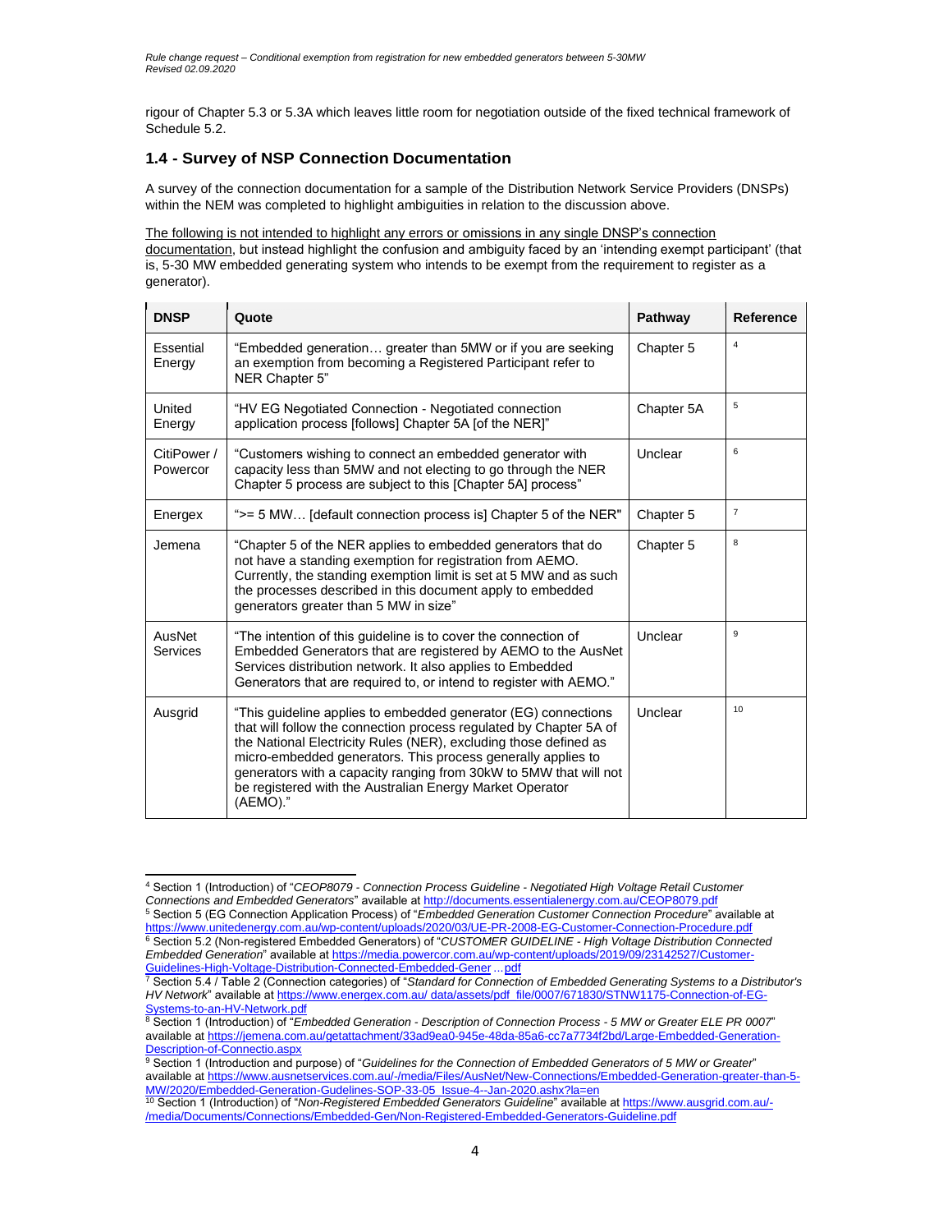rigour of Chapter 5.3 or 5.3A which leaves little room for negotiation outside of the fixed technical framework of Schedule 5.2.

### 1.4 - Survey of NSP Connection Documentation

A survey of the connection documentation for a sample of the Distribution Network Service Providers (DNSPs) within the NEM was completed to highlight ambiguities in relation to the discussion above.

<u>The following is not intended to highlight any errors or omissions in any single DNSP's connection documentation</u>, but instead highlight the confusion and ambiguity faced by an 'intending exempt participant' (that is, 5-30 MW embedded generating system who intends to be exempt from the requirement to register as a generator).

| DNSP | Quote | Pathway | Reference |
|---|---|---|---|
| Essential Energy | "Embedded generation… greater than 5MW or if you are seeking an exemption from becoming a Registered Participant refer to NER Chapter 5" | Chapter 5 | [4] |
| United Energy | "HV EG Negotiated Connection - Negotiated connection application process [follows] Chapter 5A [of the NER]" | Chapter 5A | [5] |
| CitiPower / Powercor | "Customers wishing to connect an embedded generator with capacity less than 5MW and not electing to go through the NER Chapter 5 process are subject to this [Chapter 5A] process" | Unclear | [6] |
| Energex | ">= 5 MW… [default connection process is] Chapter 5 of the NER" | Chapter 5 | [7] |
| Jemena | "Chapter 5 of the NER applies to embedded generators that do not have a standing exemption for registration from AEMO. Currently, the standing exemption limit is set at 5 MW and as such the processes described in this document apply to embedded generators greater than 5 MW in size" | Chapter 5 | [8] |
| AusNet Services | "The intention of this guideline is to cover the connection of Embedded Generators that are registered by AEMO to the AusNet Services distribution network. It also applies to Embedded Generators that are required to, or intend to register with AEMO." | Unclear | [9] |
| Ausgrid | "This guideline applies to embedded generator (EG) connections that will follow the connection process regulated by Chapter 5A of the National Electricity Rules (NER), excluding those defined as micro-embedded generators. This process generally applies to generators with a capacity ranging from 30kW to 5MW that will not be registered with the Australian Energy Market Operator (AEMO)." | Unclear | [10] |

[4] Section 1 (Introduction) of "*CEOP8079 - Connection Process Guideline - Negotiated High Voltage Retail Customer Connections and Embedded Generators*" available at http://documents.essentialenergy.com.au/CEOP8079.pdf

[5] Section 5 (EG Connection Application Process) of "*Embedded Generation Customer Connection Procedure*" available at https://www.unitedenergy.com.au/wp-content/uploads/2020/03/UE-PR-2008-EG-Customer-Connection-Procedure.pdf

[6] Section 5.2 (Non-registered Embedded Generators) of "*CUSTOMER GUIDELINE - High Voltage Distribution Connected Embedded Generation*" available at https://media.powercor.com.au/wp-content/uploads/2019/09/23142527/Customer-Guidelines-High-Voltage-Distribution-Connected-Embedded-Gener ... pdf

[7] Section 5.4 / Table 2 (Connection categories) of "*Standard for Connection of Embedded Generating Systems to a Distributor's HV Network*" available at https://www.energex.com.au/ data/assets/pdf_file/0007/671830/STNW1175-Connection-of-EG-Systems-to-an-HV-Network.pdf

[8] Section 1 (Introduction) of "*Embedded Generation - Description of Connection Process - 5 MW or Greater ELE PR 0007*" available at https://jemena.com.au/getattachment/33ad9ea0-945e-48da-85a6-cc7a7734f2bd/Large-Embedded-Generation-Description-of-Connectio.aspx

[9] Section 1 (Introduction and purpose) of "*Guidelines for the Connection of Embedded Generators of 5 MW or Greater*" available at https://www.ausnetservices.com.au/-/media/Files/AusNet/New-Connections/Embedded-Generation-greater-than-5-MW/2020/Embedded-Generation-Gudelines-SOP-33-05_Issue-4--Jan-2020.ashx?la=en

[10] Section 1 (Introduction) of "*Non-Registered Embedded Generators Guideline*" available at https://www.ausgrid.com.au/-/media/Documents/Connections/Embedded-Gen/Non-Registered-Embedded-Generators-Guideline.pdf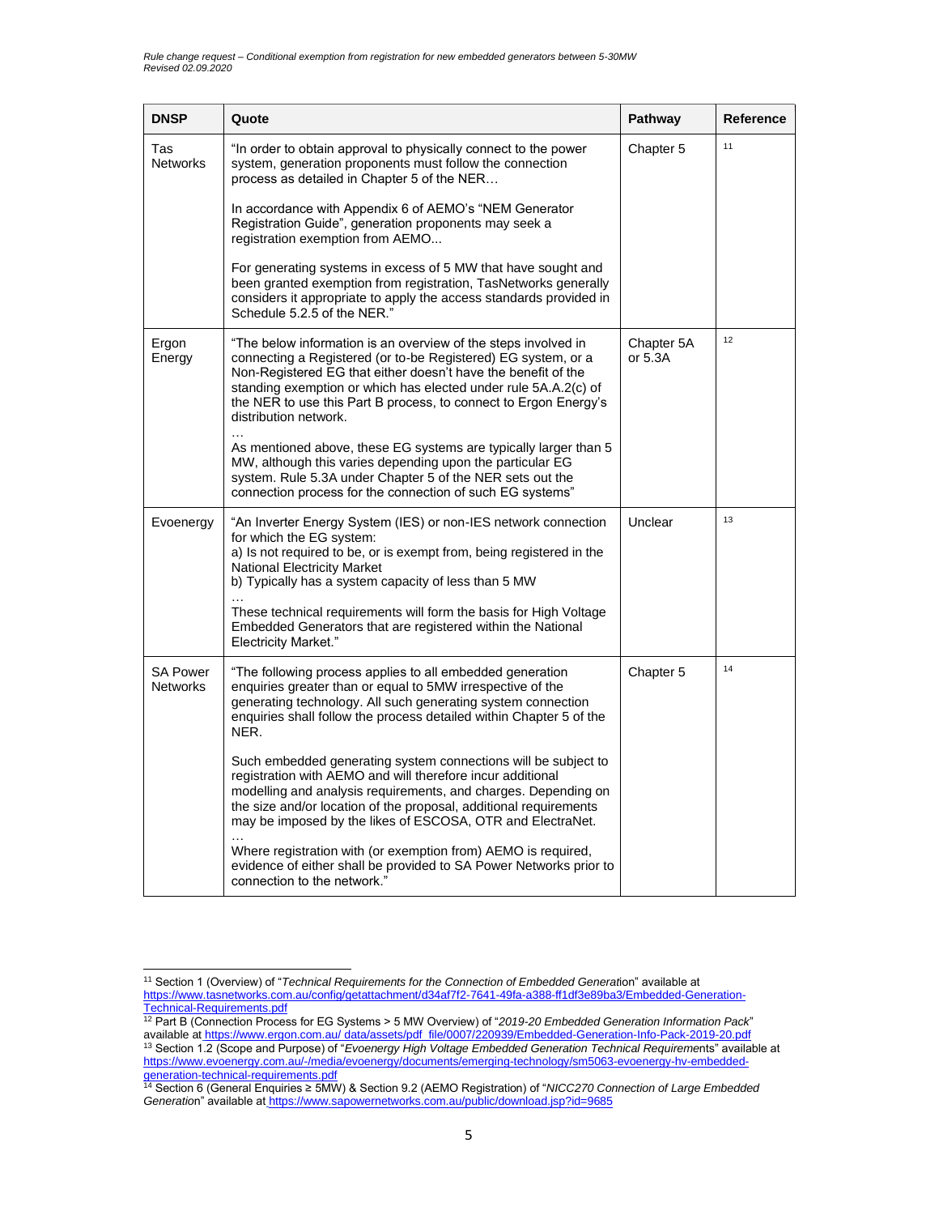| DNSP | Quote | Pathway | Reference |
| --- | --- | --- | --- |
| Tas Networks | "In order to obtain approval to physically connect to the power system, generation proponents must follow the connection process as detailed in Chapter 5 of the NER… <br><br> In accordance with Appendix 6 of AEMO's "NEM Generator Registration Guide", generation proponents may seek a registration exemption from AEMO... <br><br> For generating systems in excess of 5 MW that have sought and been granted exemption from registration, TasNetworks generally considers it appropriate to apply the access standards provided in Schedule 5.2.5 of the NER." | Chapter 5 | [11] |
| Ergon Energy | "The below information is an overview of the steps involved in connecting a Registered (or to-be Registered) EG system, or a Non-Registered EG that either doesn't have the benefit of the standing exemption or which has elected under rule 5A.A.2(c) of the NER to use this Part B process, to connect to Ergon Energy's distribution network. <br>… <br>As mentioned above, these EG systems are typically larger than 5 MW, although this varies depending upon the particular EG system. Rule 5.3A under Chapter 5 of the NER sets out the connection process for the connection of such EG systems" | Chapter 5A or 5.3A | [12] |
| Evoenergy | "An Inverter Energy System (IES) or non-IES network connection for which the EG system: <br>a) Is not required to be, or is exempt from, being registered in the National Electricity Market <br>b) Typically has a system capacity of less than 5 MW <br>… <br>These technical requirements will form the basis for High Voltage Embedded Generators that are registered within the National Electricity Market." | Unclear | [13] |
| SA Power Networks | "The following process applies to all embedded generation enquiries greater than or equal to 5MW irrespective of the generating technology. All such generating system connection enquiries shall follow the process detailed within Chapter 5 of the NER. <br><br> Such embedded generating system connections will be subject to registration with AEMO and will therefore incur additional modelling and analysis requirements, and charges. Depending on the size and/or location of the proposal, additional requirements may be imposed by the likes of ESCOSA, OTR and ElectraNet. <br>… <br>Where registration with (or exemption from) AEMO is required, evidence of either shall be provided to SA Power Networks prior to connection to the network." | Chapter 5 | [14] |

[11] Section 1 (Overview) of "*Technical Requirements for the Connection of Embedded Generation*" available at https://www.tasnetworks.com.au/config/getattachment/d34af7f2-7641-49fa-a388-ff1df3e89ba3/Embedded-Generation-Technical-Requirements.pdf

[12] Part B (Connection Process for EG Systems > 5 MW Overview) of "*2019-20 Embedded Generation Information Pack*" available at https://www.ergon.com.au/ data/assets/pdf_file/0007/220939/Embedded-Generation-Info-Pack-2019-20.pdf

[13] Section 1.2 (Scope and Purpose) of "*Evoenergy High Voltage Embedded Generation Technical Requirements*" available at https://www.evoenergy.com.au/-/media/evoenergy/documents/emerging-technology/sm5063-evoenergy-hv-embedded-generation-technical-requirements.pdf

[14] Section 6 (General Enquiries ≥ 5MW) & Section 9.2 (AEMO Registration) of "*NICC270 Connection of Large Embedded Generation*" available at https://www.sapowernetworks.com.au/public/download.jsp?id=9685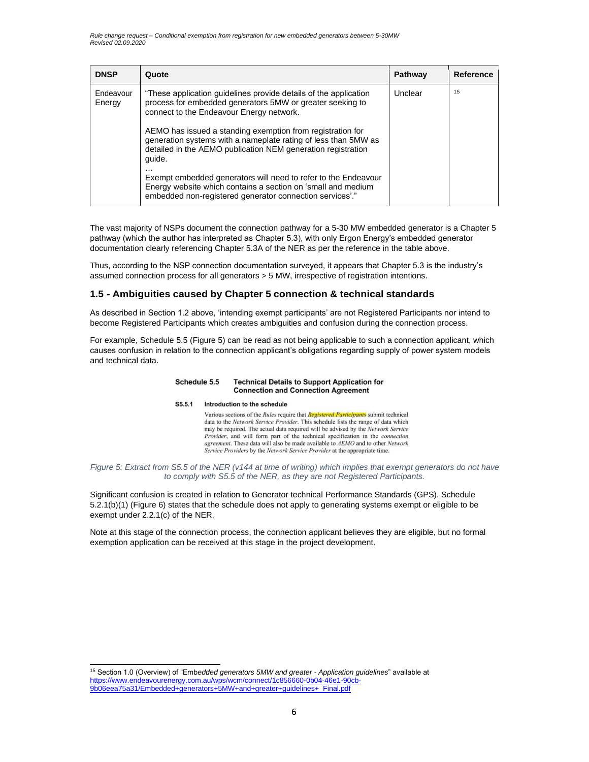| DNSP | Quote | Pathway | Reference |
| --- | --- | --- | --- |
| Endeavour Energy | "These application guidelines provide details of the application process for embedded generators 5MW or greater seeking to connect to the Endeavour Energy network.<br><br>AEMO has issued a standing exemption from registration for generation systems with a nameplate rating of less than 5MW as detailed in the AEMO publication NEM generation registration guide.<br>…<br>Exempt embedded generators will need to refer to the Endeavour Energy website which contains a section on 'small and medium embedded non-registered generator connection services'." | Unclear | 15 |

The vast majority of NSPs document the connection pathway for a 5-30 MW embedded generator is a Chapter 5 pathway (which the author has interpreted as Chapter 5.3), with only Ergon Energy's embedded generator documentation clearly referencing Chapter 5.3A of the NER as per the reference in the table above.

Thus, according to the NSP connection documentation surveyed, it appears that Chapter 5.3 is the industry's assumed connection process for all generators > 5 MW, irrespective of registration intentions.

## 1.5 - Ambiguities caused by Chapter 5 connection & technical standards

As described in Section 1.2 above, 'intending exempt participants' are not Registered Participants nor intend to become Registered Participants which creates ambiguities and confusion during the connection process.

For example, Schedule 5.5 (Figure 5) can be read as not being applicable to such a connection applicant, which causes confusion in relation to the connection applicant's obligations regarding supply of power system models and technical data.

**Schedule 5.5 Technical Details to Support Application for Connection and Connection Agreement**

**S5.5.1 Introduction to the schedule**

Various sections of the *Rules* require that ***Registered Participants*** submit technical data to the *Network Service Provider*. This schedule lists the range of data which may be required. The actual data required will be advised by the *Network Service Provider*, and will form part of the technical specification in the *connection agreement*. These data will also be made available to *AEMO* and to other *Network Service Providers* by the *Network Service Provider* at the appropriate time.

*Figure 5: Extract from S5.5 of the NER (v144 at time of writing) which implies that exempt generators do not have to comply with S5.5 of the NER, as they are not Registered Participants.*

Significant confusion is created in relation to Generator technical Performance Standards (GPS). Schedule 5.2.1(b)(1) (Figure 6) states that the schedule does not apply to generating systems exempt or eligible to be exempt under 2.2.1(c) of the NER.

Note at this stage of the connection process, the connection applicant believes they are eligible, but no formal exemption application can be received at this stage in the project development.

[15] Section 1.0 (Overview) of "*Embedded generators 5MW and greater - Application guidelines*" available at https://www.endeavourenergy.com.au/wps/wcm/connect/1c856660-0b04-46e1-90cb-9b06eea75a31/Embedded+generators+5MW+and+greater+guidelines+_Final.pdf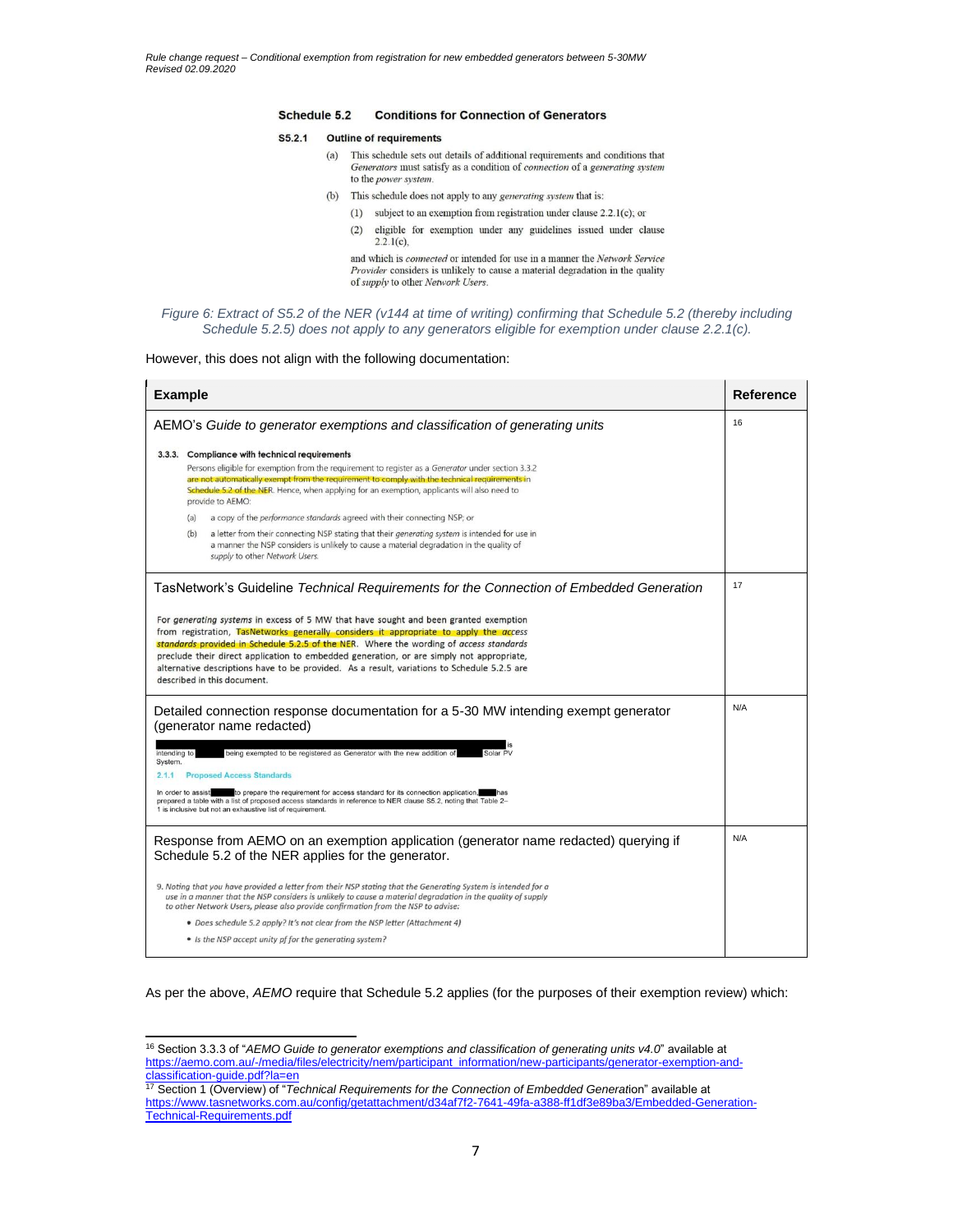**Schedule 5.2 Conditions for Connection of Generators**

**S5.2.1 Outline of requirements**

(a) This schedule sets out details of additional requirements and conditions that *Generators* must satisfy as a condition of *connection* of a *generating system* to the *power system*.

(b) This schedule does not apply to any *generating system* that is:

(1) subject to an exemption from registration under clause 2.2.1(c); or

(2) eligible for exemption under any guidelines issued under clause 2.2.1(c),

and which is *connected* or intended for use in a manner the *Network Service Provider* considers is unlikely to cause a material degradation in the quality of *supply* to other *Network Users*.

*Figure 6: Extract of S5.2 of the NER (v144 at time of writing) confirming that Schedule 5.2 (thereby including Schedule 5.2.5) does not apply to any generators eligible for exemption under clause 2.2.1(c).*

However, this does not align with the following documentation:

| Example | Reference |
|---|---|
| AEMO's *Guide to generator exemptions and classification of generating units*<br><br>**3.3.3. Compliance with technical requirements**<br>Persons eligible for exemption from the requirement to register as a *Generator* under section 3.3.2 are not automatically exempt from the requirement to comply with the technical requirements in Schedule 5.2 of the NER. Hence, when applying for an exemption, applicants will also need to provide to AEMO:<br>(a) a copy of the *performance standards* agreed with their connecting NSP; or<br>(b) a letter from their connecting NSP stating that their *generating system* is intended for use in a manner the NSP considers is unlikely to cause a material degradation in the quality of *supply* to other *Network Users*. | 16 |
| TasNetwork's Guideline *Technical Requirements for the Connection of Embedded Generation*<br><br>For *generating systems* in excess of 5 MW that have sought and been granted exemption from registration, TasNetworks generally considers it appropriate to apply the *access standards* provided in Schedule 5.2.5 of the NER. Where the wording of *access standards* preclude their direct application to embedded generation, or are simply not appropriate, alternative descriptions have to be provided. As a result, variations to Schedule 5.2.5 are described in this document. | 17 |
| Detailed connection response documentation for a 5-30 MW intending exempt generator (generator name redacted)<br><br>[redacted] is intending to [redacted] being exempted to be registered as Generator with the new addition of [redacted] Solar PV System.<br><br>**2.1.1 Proposed Access Standards**<br>In order to assist [redacted] to prepare the requirement for access standard for its connection application, [redacted] has prepared a table with a list of proposed access standards in reference to NER clause S5.2, noting that Table 2–1 is inclusive but not an exhaustive list of requirement. | N/A |
| Response from AEMO on an exemption application (generator name redacted) querying if Schedule 5.2 of the NER applies for the generator.<br><br>*9. Noting that you have provided a letter from their NSP stating that the Generating System is intended for a use in a manner that the NSP considers is unlikely to cause a material degradation in the quality of supply to other Network Users, please also provide confirmation from the NSP to advise:*<br>• *Does schedule 5.2 apply? It's not clear from the NSP letter (Attachment 4)*<br>• *Is the NSP accept unity pf for the generating system?* | N/A |

As per the above, *AEMO* require that Schedule 5.2 applies (for the purposes of their exemption review) which:

---

[16] Section 3.3.3 of "*AEMO Guide to generator exemptions and classification of generating units v4.0*" available at https://aemo.com.au/-/media/files/electricity/nem/participant_information/new-participants/generator-exemption-and-classification-guide.pdf?la=en

[17] Section 1 (Overview) of "*Technical Requirements for the Connection of Embedded Generation*" available at https://www.tasnetworks.com.au/config/getattachment/d34af7f2-7641-49fa-a388-ff1df3e89ba3/Embedded-Generation-Technical-Requirements.pdf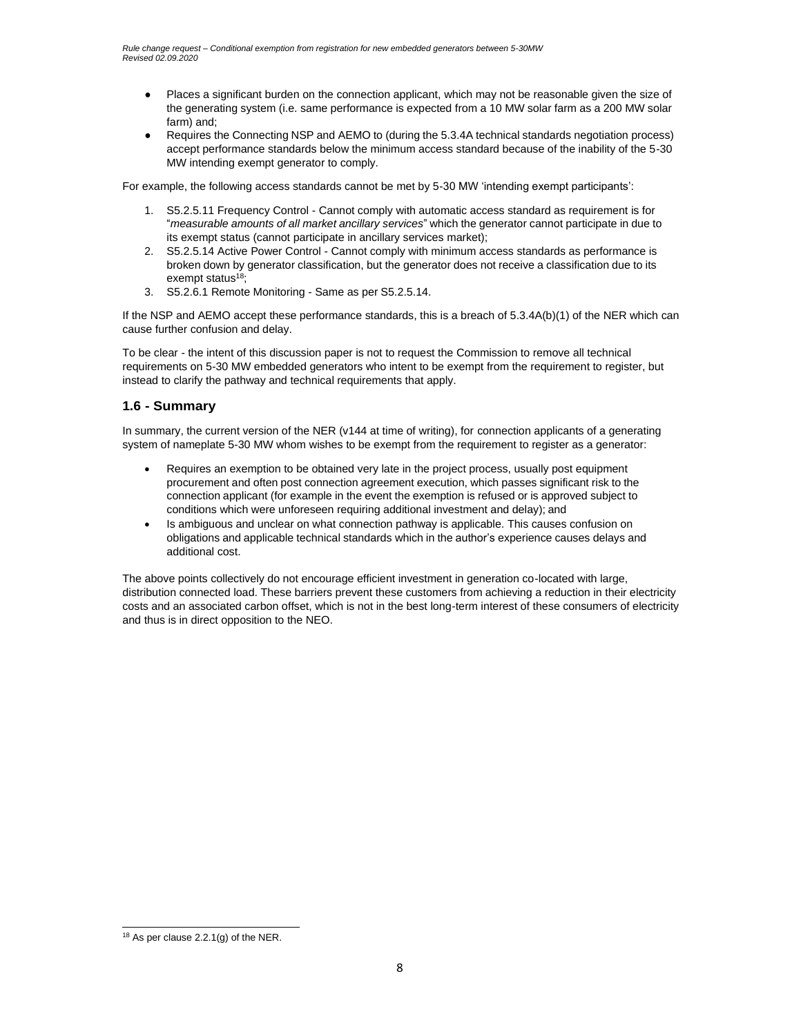- Places a significant burden on the connection applicant, which may not be reasonable given the size of the generating system (i.e. same performance is expected from a 10 MW solar farm as a 200 MW solar farm) and;
- Requires the Connecting NSP and AEMO to (during the 5.3.4A technical standards negotiation process) accept performance standards below the minimum access standard because of the inability of the 5-30 MW intending exempt generator to comply.

For example, the following access standards cannot be met by 5-30 MW 'intending exempt participants':

1. S5.2.5.11 Frequency Control - Cannot comply with automatic access standard as requirement is for "*measurable amounts of all market ancillary services*" which the generator cannot participate in due to its exempt status (cannot participate in ancillary services market);
2. S5.2.5.14 Active Power Control - Cannot comply with minimum access standards as performance is broken down by generator classification, but the generator does not receive a classification due to its exempt status[18];
3. S5.2.6.1 Remote Monitoring - Same as per S5.2.5.14.

If the NSP and AEMO accept these performance standards, this is a breach of 5.3.4A(b)(1) of the NER which can cause further confusion and delay.

To be clear - the intent of this discussion paper is not to request the Commission to remove all technical requirements on 5-30 MW embedded generators who intent to be exempt from the requirement to register, but instead to clarify the pathway and technical requirements that apply.

## 1.6 - Summary

In summary, the current version of the NER (v144 at time of writing), for connection applicants of a generating system of nameplate 5-30 MW whom wishes to be exempt from the requirement to register as a generator:

- Requires an exemption to be obtained very late in the project process, usually post equipment procurement and often post connection agreement execution, which passes significant risk to the connection applicant (for example in the event the exemption is refused or is approved subject to conditions which were unforeseen requiring additional investment and delay); and
- Is ambiguous and unclear on what connection pathway is applicable. This causes confusion on obligations and applicable technical standards which in the author's experience causes delays and additional cost.

The above points collectively do not encourage efficient investment in generation co-located with large, distribution connected load. These barriers prevent these customers from achieving a reduction in their electricity costs and an associated carbon offset, which is not in the best long-term interest of these consumers of electricity and thus is in direct opposition to the NEO.

[18] As per clause 2.2.1(g) of the NER.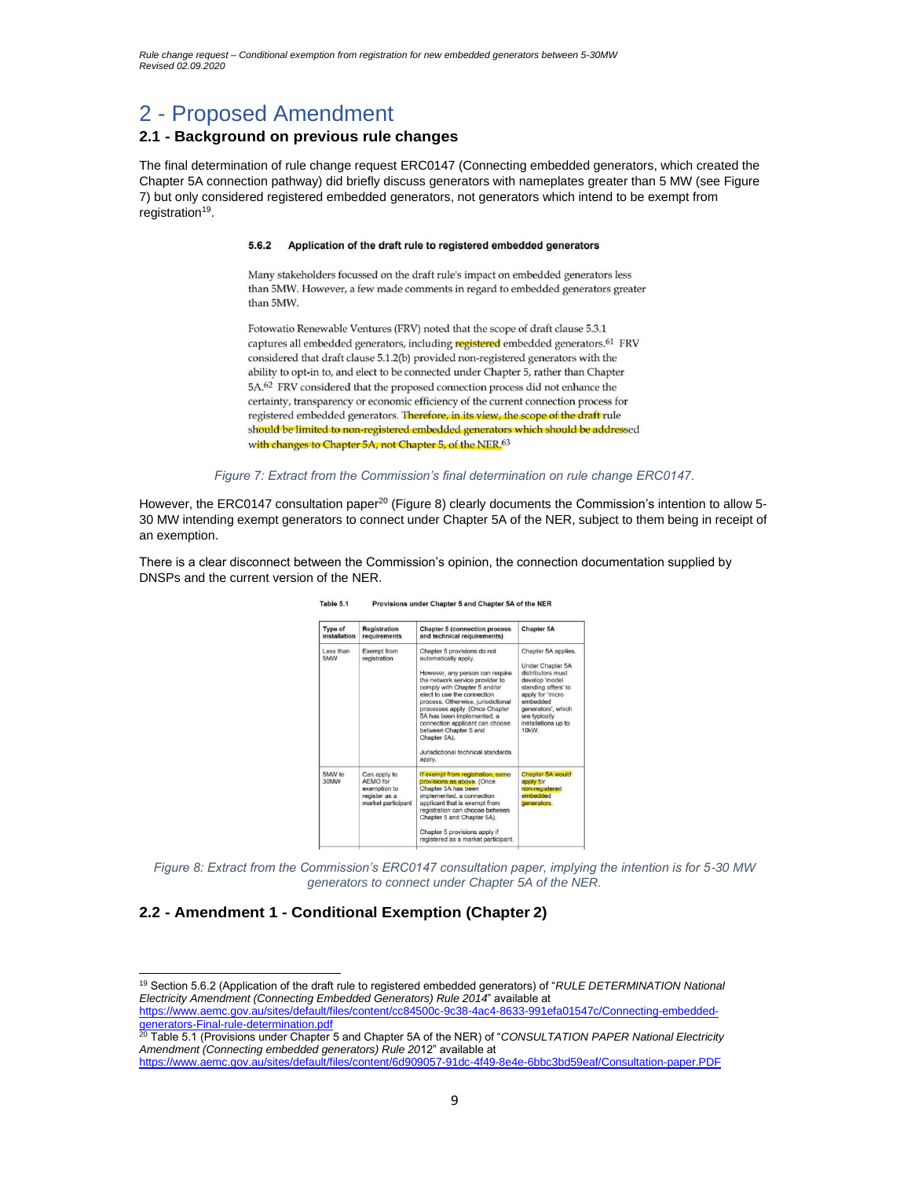# 2 - Proposed Amendment

## 2.1 - Background on previous rule changes

The final determination of rule change request ERC0147 (Connecting embedded generators, which created the Chapter 5A connection pathway) did briefly discuss generators with nameplates greater than 5 MW (see Figure 7) but only considered registered embedded generators, not generators which intend to be exempt from registration[19].

**5.6.2 Application of the draft rule to registered embedded generators**

Many stakeholders focussed on the draft rule's impact on embedded generators less than 5MW. However, a few made comments in regard to embedded generators greater than 5MW.

Fotowatio Renewable Ventures (FRV) noted that the scope of draft clause 5.3.1 captures all embedded generators, including registered embedded generators.[61] FRV considered that draft clause 5.1.2(b) provided non-registered generators with the ability to opt-in to, and elect to be connected under Chapter 5, rather than Chapter 5A.[62] FRV considered that the proposed connection process did not enhance the certainty, transparency or economic efficiency of the current connection process for registered embedded generators. Therefore, in its view, the scope of the draft rule should be limited to non-registered embedded generators which should be addressed with changes to Chapter 5A, not Chapter 5, of the NER.[63]

*Figure 7: Extract from the Commission's final determination on rule change ERC0147.*

However, the ERC0147 consultation paper[20] (Figure 8) clearly documents the Commission's intention to allow 5-30 MW intending exempt generators to connect under Chapter 5A of the NER, subject to them being in receipt of an exemption.

There is a clear disconnect between the Commission's opinion, the connection documentation supplied by DNSPs and the current version of the NER.

**Table 5.1 Provisions under Chapter 5 and Chapter 5A of the NER**

| Type of installation | Registration requirements | Chapter 5 (connection process and technical requirements) | Chapter 5A |
|---|---|---|---|
| Less than 5MW | Exempt from registration | Chapter 5 provisions do not automatically apply.<br><br>However, any person can require the network service provider to comply with Chapter 5 and/or elect to use the connection process. Otherwise, jurisdictional processes apply. (Once Chapter 5A has been implemented, a connection applicant can choose between Chapter 5 and Chapter 5A).<br><br>Jurisdictional technical standards apply. | Chapter 5A applies.<br><br>Under Chapter 5A distributors must develop 'model standing offers' to apply for 'micro embedded generators', which are typically installations up to 10kW. |
| 5MW to 30MW | Can apply to AEMO for exemption to register as a market participant | If exempt from registration, same provisions as above. (Once Chapter 5A has been implemented, a connection applicant that is exempt from registration can choose between Chapter 5 and Chapter 5A).<br><br>Chapter 5 provisions apply if registered as a market participant. | Chapter 5A would apply for non-registered embedded generators. |

*Figure 8: Extract from the Commission's ERC0147 consultation paper, implying the intention is for 5-30 MW generators to connect under Chapter 5A of the NER.*

## 2.2 - Amendment 1 - Conditional Exemption (Chapter 2)

[19] Section 5.6.2 (Application of the draft rule to registered embedded generators) of "*RULE DETERMINATION National Electricity Amendment (Connecting Embedded Generators) Rule 2014*" available at https://www.aemc.gov.au/sites/default/files/content/cc84500c-9c38-4ac4-8633-991efa01547c/Connecting-embedded-generators-Final-rule-determination.pdf

[20] Table 5.1 (Provisions under Chapter 5 and Chapter 5A of the NER) of "*CONSULTATION PAPER National Electricity Amendment (Connecting embedded generators) Rule 2012*" available at https://www.aemc.gov.au/sites/default/files/content/6d909057-91dc-4f49-8e4e-6bbc3bd59eaf/Consultation-paper.PDF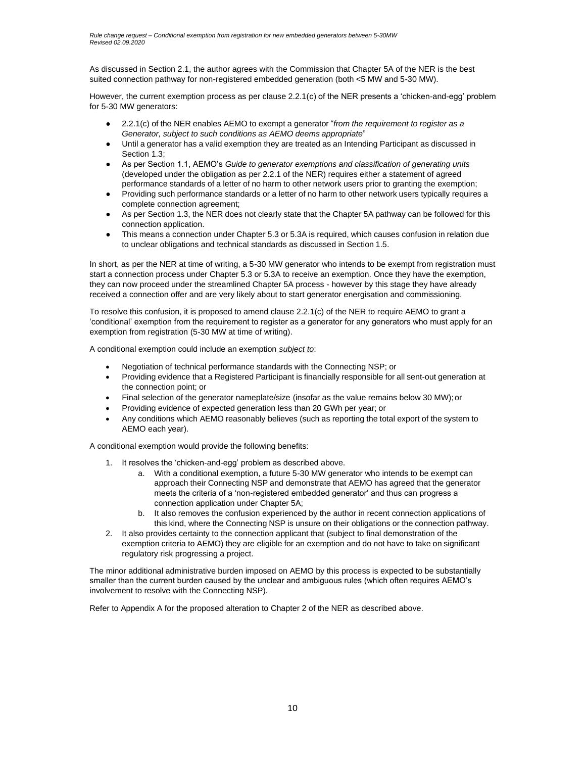As discussed in Section 2.1, the author agrees with the Commission that Chapter 5A of the NER is the best suited connection pathway for non-registered embedded generation (both <5 MW and 5-30 MW).

However, the current exemption process as per clause 2.2.1(c) of the NER presents a 'chicken-and-egg' problem for 5-30 MW generators:

- 2.2.1(c) of the NER enables AEMO to exempt a generator "*from the requirement to register as a Generator, subject to such conditions as AEMO deems appropriate*"
- Until a generator has a valid exemption they are treated as an Intending Participant as discussed in Section 1.3;
- As per Section 1.1, AEMO's *Guide to generator exemptions and classification of generating units* (developed under the obligation as per 2.2.1 of the NER) requires either a statement of agreed performance standards of a letter of no harm to other network users prior to granting the exemption;
- Providing such performance standards or a letter of no harm to other network users typically requires a complete connection agreement;
- As per Section 1.3, the NER does not clearly state that the Chapter 5A pathway can be followed for this connection application.
- This means a connection under Chapter 5.3 or 5.3A is required, which causes confusion in relation due to unclear obligations and technical standards as discussed in Section 1.5.

In short, as per the NER at time of writing, a 5-30 MW generator who intends to be exempt from registration must start a connection process under Chapter 5.3 or 5.3A to receive an exemption. Once they have the exemption, they can now proceed under the streamlined Chapter 5A process - however by this stage they have already received a connection offer and are very likely about to start generator energisation and commissioning.

To resolve this confusion, it is proposed to amend clause 2.2.1(c) of the NER to require AEMO to grant a 'conditional' exemption from the requirement to register as a generator for any generators who must apply for an exemption from registration (5-30 MW at time of writing).

A conditional exemption could include an exemption ***subject to***:

- Negotiation of technical performance standards with the Connecting NSP; or
- Providing evidence that a Registered Participant is financially responsible for all sent-out generation at the connection point; or
- Final selection of the generator nameplate/size (insofar as the value remains below 30 MW); or
- Providing evidence of expected generation less than 20 GWh per year; or
- Any conditions which AEMO reasonably believes (such as reporting the total export of the system to AEMO each year).

A conditional exemption would provide the following benefits:

1. It resolves the 'chicken-and-egg' problem as described above.
   a. With a conditional exemption, a future 5-30 MW generator who intends to be exempt can approach their Connecting NSP and demonstrate that AEMO has agreed that the generator meets the criteria of a 'non-registered embedded generator' and thus can progress a connection application under Chapter 5A;
   b. It also removes the confusion experienced by the author in recent connection applications of this kind, where the Connecting NSP is unsure on their obligations or the connection pathway.
2. It also provides certainty to the connection applicant that (subject to final demonstration of the exemption criteria to AEMO) they are eligible for an exemption and do not have to take on significant regulatory risk progressing a project.

The minor additional administrative burden imposed on AEMO by this process is expected to be substantially smaller than the current burden caused by the unclear and ambiguous rules (which often requires AEMO's involvement to resolve with the Connecting NSP).

Refer to Appendix A for the proposed alteration to Chapter 2 of the NER as described above.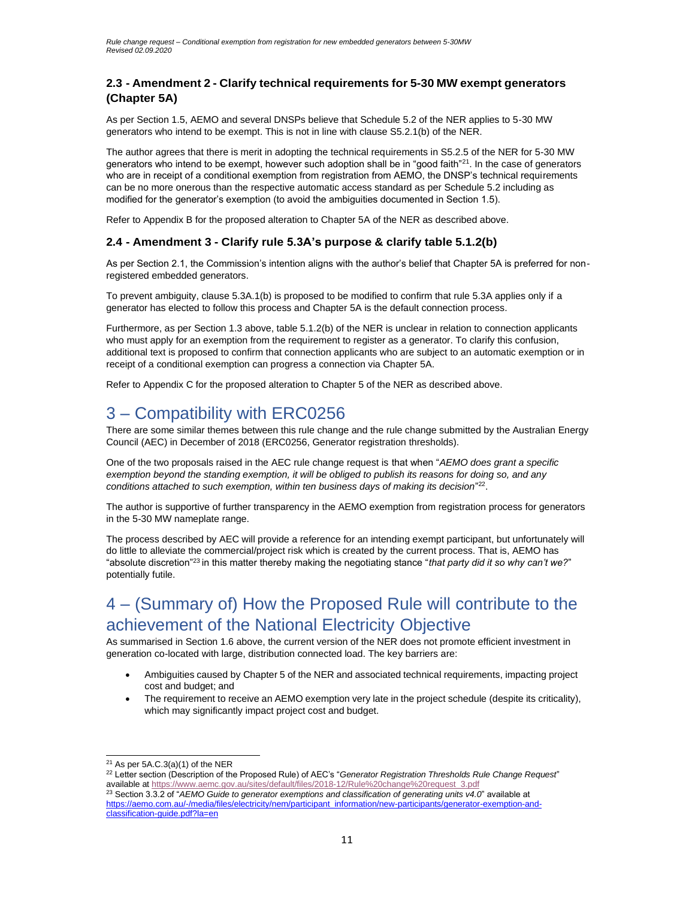### 2.3 - Amendment 2 - Clarify technical requirements for 5-30 MW exempt generators (Chapter 5A)

As per Section 1.5, AEMO and several DNSPs believe that Schedule 5.2 of the NER applies to 5-30 MW generators who intend to be exempt. This is not in line with clause S5.2.1(b) of the NER.

The author agrees that there is merit in adopting the technical requirements in S5.2.5 of the NER for 5-30 MW generators who intend to be exempt, however such adoption shall be in "good faith"[21]. In the case of generators who are in receipt of a conditional exemption from registration from AEMO, the DNSP's technical requirements can be no more onerous than the respective automatic access standard as per Schedule 5.2 including as modified for the generator's exemption (to avoid the ambiguities documented in Section 1.5).

Refer to Appendix B for the proposed alteration to Chapter 5A of the NER as described above.

### 2.4 - Amendment 3 - Clarify rule 5.3A's purpose & clarify table 5.1.2(b)

As per Section 2.1, the Commission's intention aligns with the author's belief that Chapter 5A is preferred for non-registered embedded generators.

To prevent ambiguity, clause 5.3A.1(b) is proposed to be modified to confirm that rule 5.3A applies only if a generator has elected to follow this process and Chapter 5A is the default connection process.

Furthermore, as per Section 1.3 above, table 5.1.2(b) of the NER is unclear in relation to connection applicants who must apply for an exemption from the requirement to register as a generator. To clarify this confusion, additional text is proposed to confirm that connection applicants who are subject to an automatic exemption or in receipt of a conditional exemption can progress a connection via Chapter 5A.

Refer to Appendix C for the proposed alteration to Chapter 5 of the NER as described above.

# 3 – Compatibility with ERC0256

There are some similar themes between this rule change and the rule change submitted by the Australian Energy Council (AEC) in December of 2018 (ERC0256, Generator registration thresholds).

One of the two proposals raised in the AEC rule change request is that when "*AEMO does grant a specific exemption beyond the standing exemption, it will be obliged to publish its reasons for doing so, and any conditions attached to such exemption, within ten business days of making its decision*"[22].

The author is supportive of further transparency in the AEMO exemption from registration process for generators in the 5-30 MW nameplate range.

The process described by AEC will provide a reference for an intending exempt participant, but unfortunately will do little to alleviate the commercial/project risk which is created by the current process. That is, AEMO has "absolute discretion"[23] in this matter thereby making the negotiating stance "*that party did it so why can't we?*" potentially futile.

# 4 – (Summary of) How the Proposed Rule will contribute to the achievement of the National Electricity Objective

As summarised in Section 1.6 above, the current version of the NER does not promote efficient investment in generation co-located with large, distribution connected load. The key barriers are:

- Ambiguities caused by Chapter 5 of the NER and associated technical requirements, impacting project cost and budget; and
- The requirement to receive an AEMO exemption very late in the project schedule (despite its criticality), which may significantly impact project cost and budget.

---

[21] As per 5A.C.3(a)(1) of the NER

[22] Letter section (Description of the Proposed Rule) of AEC's "*Generator Registration Thresholds Rule Change Request*" available at https://www.aemc.gov.au/sites/default/files/2018-12/Rule%20change%20request_3.pdf

[23] Section 3.3.2 of "*AEMO Guide to generator exemptions and classification of generating units v4.0*" available at https://aemo.com.au/-/media/files/electricity/nem/participant_information/new-participants/generator-exemption-and-classification-guide.pdf?la=en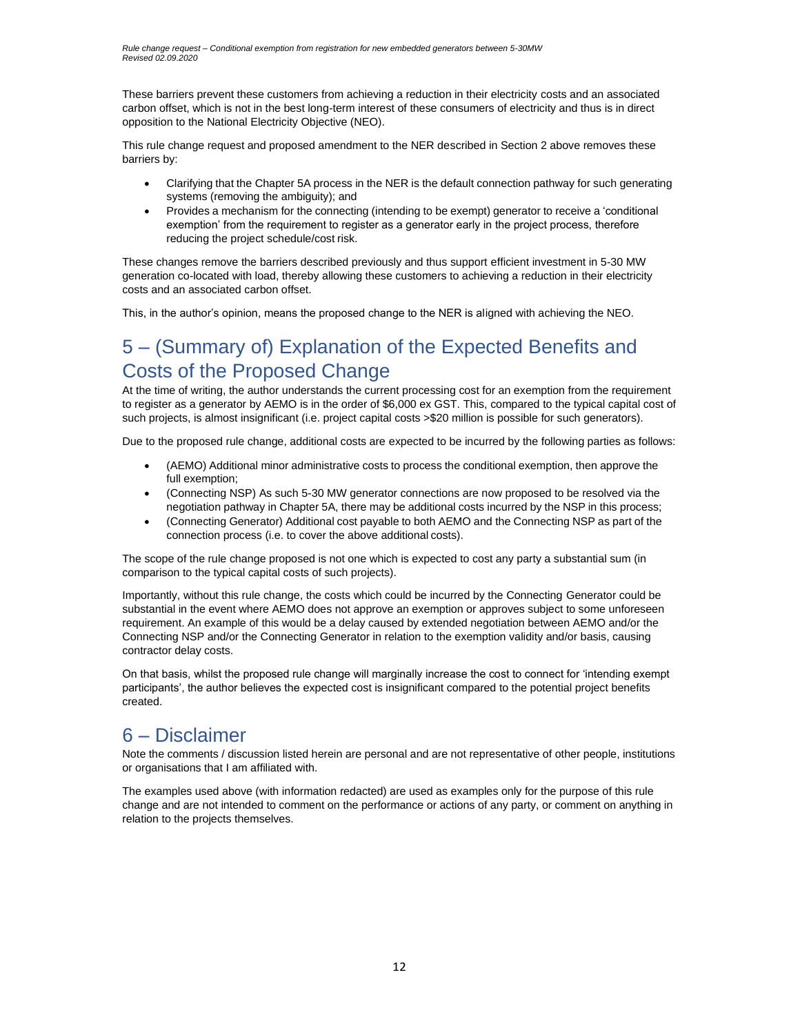These barriers prevent these customers from achieving a reduction in their electricity costs and an associated carbon offset, which is not in the best long-term interest of these consumers of electricity and thus is in direct opposition to the National Electricity Objective (NEO).

This rule change request and proposed amendment to the NER described in Section 2 above removes these barriers by:

- Clarifying that the Chapter 5A process in the NER is the default connection pathway for such generating systems (removing the ambiguity); and
- Provides a mechanism for the connecting (intending to be exempt) generator to receive a 'conditional exemption' from the requirement to register as a generator early in the project process, therefore reducing the project schedule/cost risk.

These changes remove the barriers described previously and thus support efficient investment in 5-30 MW generation co-located with load, thereby allowing these customers to achieving a reduction in their electricity costs and an associated carbon offset.

This, in the author's opinion, means the proposed change to the NER is aligned with achieving the NEO.

# 5 – (Summary of) Explanation of the Expected Benefits and Costs of the Proposed Change

At the time of writing, the author understands the current processing cost for an exemption from the requirement to register as a generator by AEMO is in the order of $6,000 ex GST. This, compared to the typical capital cost of such projects, is almost insignificant (i.e. project capital costs >$20 million is possible for such generators).

Due to the proposed rule change, additional costs are expected to be incurred by the following parties as follows:

- (AEMO) Additional minor administrative costs to process the conditional exemption, then approve the full exemption;
- (Connecting NSP) As such 5-30 MW generator connections are now proposed to be resolved via the negotiation pathway in Chapter 5A, there may be additional costs incurred by the NSP in this process;
- (Connecting Generator) Additional cost payable to both AEMO and the Connecting NSP as part of the connection process (i.e. to cover the above additional costs).

The scope of the rule change proposed is not one which is expected to cost any party a substantial sum (in comparison to the typical capital costs of such projects).

Importantly, without this rule change, the costs which could be incurred by the Connecting Generator could be substantial in the event where AEMO does not approve an exemption or approves subject to some unforeseen requirement. An example of this would be a delay caused by extended negotiation between AEMO and/or the Connecting NSP and/or the Connecting Generator in relation to the exemption validity and/or basis, causing contractor delay costs.

On that basis, whilst the proposed rule change will marginally increase the cost to connect for 'intending exempt participants', the author believes the expected cost is insignificant compared to the potential project benefits created.

# 6 – Disclaimer

Note the comments / discussion listed herein are personal and are not representative of other people, institutions or organisations that I am affiliated with.

The examples used above (with information redacted) are used as examples only for the purpose of this rule change and are not intended to comment on the performance or actions of any party, or comment on anything in relation to the projects themselves.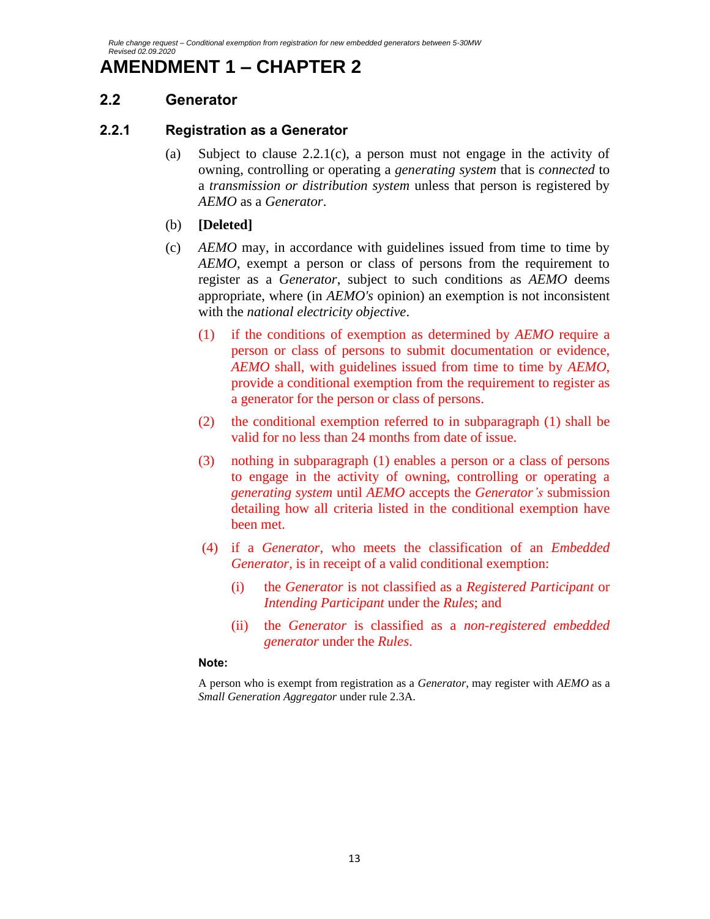# AMENDMENT 1 – CHAPTER 2

## 2.2 Generator

### 2.2.1 Registration as a Generator

(a) Subject to clause 2.2.1(c), a person must not engage in the activity of owning, controlling or operating a *generating system* that is *connected* to a *transmission or distribution system* unless that person is registered by *AEMO* as a *Generator*.

(b) **[Deleted]**

(c) *AEMO* may, in accordance with guidelines issued from time to time by *AEMO*, exempt a person or class of persons from the requirement to register as a *Generator*, subject to such conditions as *AEMO* deems appropriate, where (in *AEMO's* opinion) an exemption is not inconsistent with the *national electricity objective*.

(1) if the conditions of exemption as determined by *AEMO* require a person or class of persons to submit documentation or evidence, *AEMO* shall, with guidelines issued from time to time by *AEMO*, provide a conditional exemption from the requirement to register as a generator for the person or class of persons.

(2) the conditional exemption referred to in subparagraph (1) shall be valid for no less than 24 months from date of issue.

(3) nothing in subparagraph (1) enables a person or a class of persons to engage in the activity of owning, controlling or operating a *generating system* until *AEMO* accepts the *Generator's* submission detailing how all criteria listed in the conditional exemption have been met.

(4) if a *Generator*, who meets the classification of an *Embedded Generator*, is in receipt of a valid conditional exemption:

(i) the *Generator* is not classified as a *Registered Participant* or *Intending Participant* under the *Rules*; and

(ii) the *Generator* is classified as a *non-registered embedded generator* under the *Rules*.

**Note:**

A person who is exempt from registration as a *Generator*, may register with *AEMO* as a *Small Generation Aggregator* under rule 2.3A.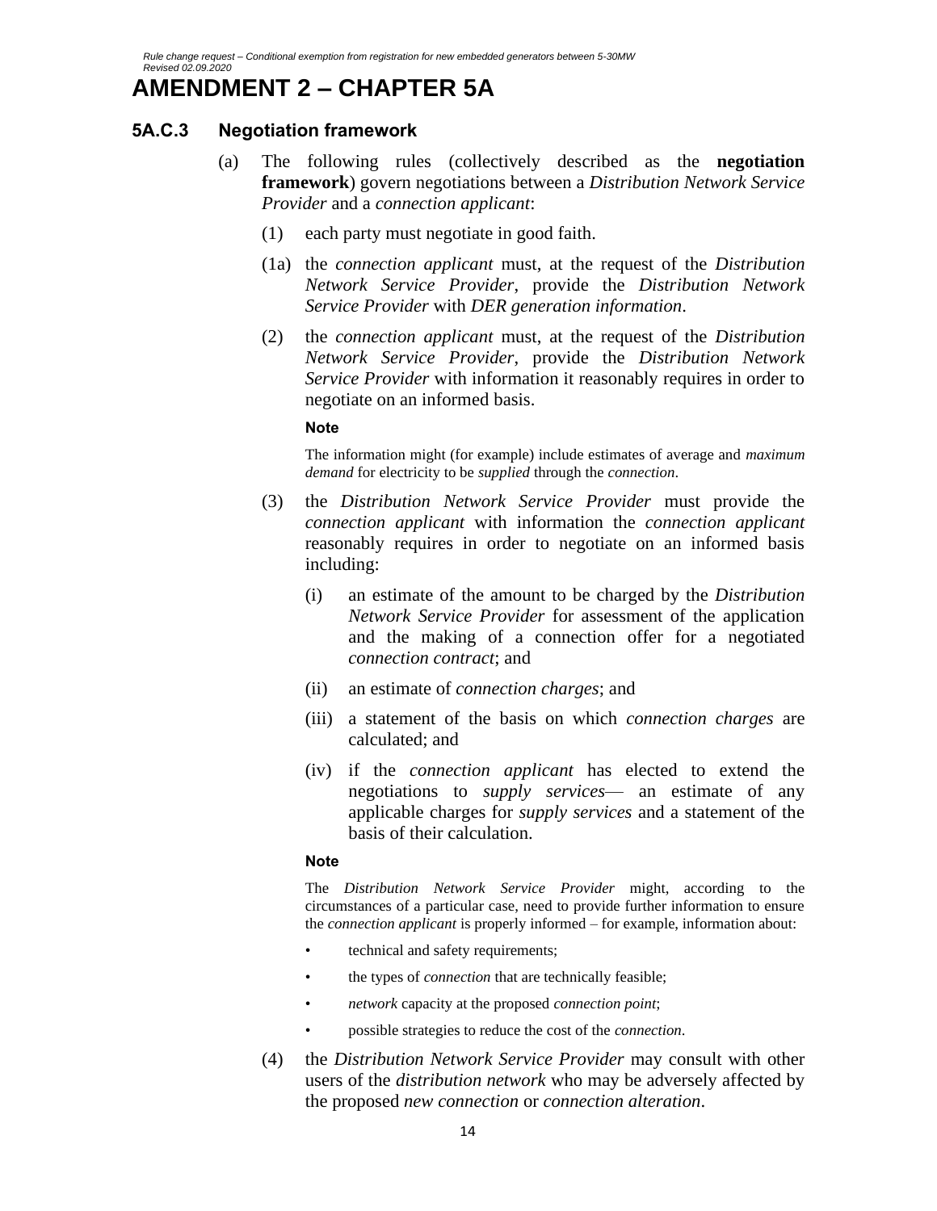# AMENDMENT 2 – CHAPTER 5A

### 5A.C.3 Negotiation framework

(a) The following rules (collectively described as the **negotiation framework**) govern negotiations between a *Distribution Network Service Provider* and a *connection applicant*:

(1) each party must negotiate in good faith.

(1a) the *connection applicant* must, at the request of the *Distribution Network Service Provider*, provide the *Distribution Network Service Provider* with *DER generation information*.

(2) the *connection applicant* must, at the request of the *Distribution Network Service Provider*, provide the *Distribution Network Service Provider* with information it reasonably requires in order to negotiate on an informed basis.

**Note**

The information might (for example) include estimates of average and *maximum demand* for electricity to be *supplied* through the *connection*.

(3) the *Distribution Network Service Provider* must provide the *connection applicant* with information the *connection applicant* reasonably requires in order to negotiate on an informed basis including:

(i) an estimate of the amount to be charged by the *Distribution Network Service Provider* for assessment of the application and the making of a connection offer for a negotiated *connection contract*; and

(ii) an estimate of *connection charges*; and

(iii) a statement of the basis on which *connection charges* are calculated; and

(iv) if the *connection applicant* has elected to extend the negotiations to *supply services*— an estimate of any applicable charges for *supply services* and a statement of the basis of their calculation.

**Note**

The *Distribution Network Service Provider* might, according to the circumstances of a particular case, need to provide further information to ensure the *connection applicant* is properly informed – for example, information about:

- technical and safety requirements;
- the types of *connection* that are technically feasible;
- *network* capacity at the proposed *connection point*;
- possible strategies to reduce the cost of the *connection*.

(4) the *Distribution Network Service Provider* may consult with other users of the *distribution network* who may be adversely affected by the proposed *new connection* or *connection alteration*.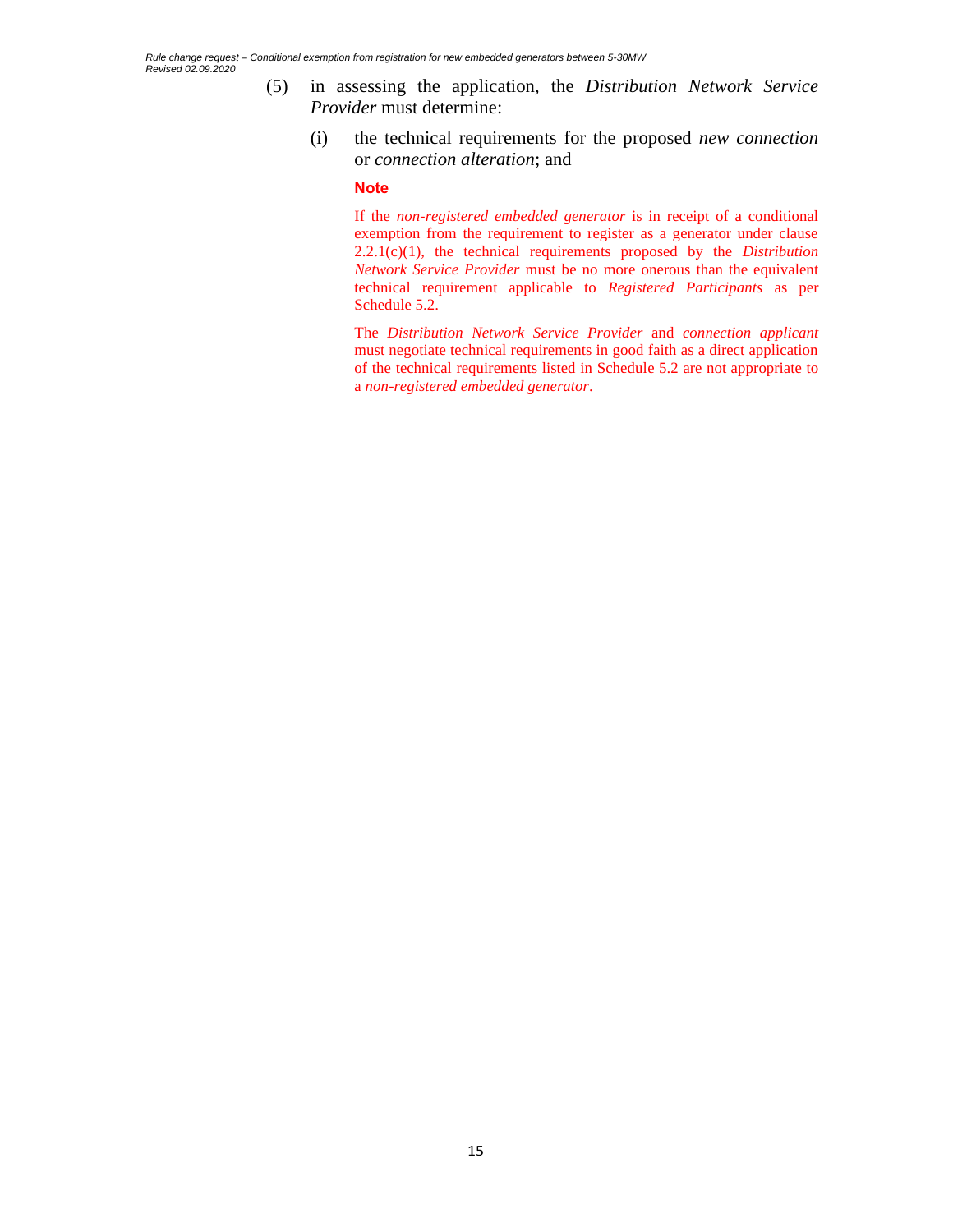(5) in assessing the application, the *Distribution Network Service Provider* must determine:

(i) the technical requirements for the proposed *new connection* or *connection alteration*; and

**Note**

If the *non-registered embedded generator* is in receipt of a conditional exemption from the requirement to register as a generator under clause 2.2.1(c)(1), the technical requirements proposed by the *Distribution Network Service Provider* must be no more onerous than the equivalent technical requirement applicable to *Registered Participants* as per Schedule 5.2.

The *Distribution Network Service Provider* and *connection applicant* must negotiate technical requirements in good faith as a direct application of the technical requirements listed in Schedule 5.2 are not appropriate to a *non-registered embedded generator*.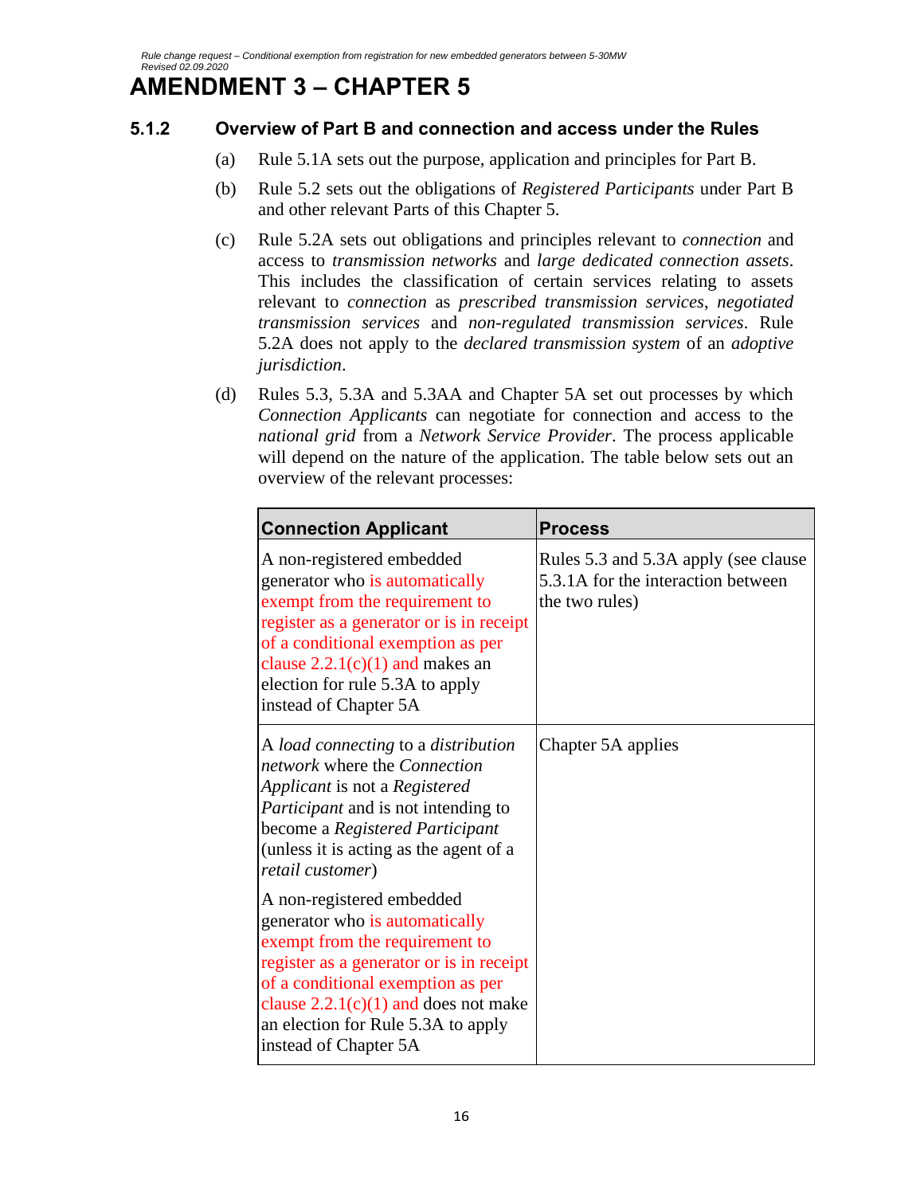# AMENDMENT 3 – CHAPTER 5

## 5.1.2 Overview of Part B and connection and access under the Rules

(a) Rule 5.1A sets out the purpose, application and principles for Part B.

(b) Rule 5.2 sets out the obligations of *Registered Participants* under Part B and other relevant Parts of this Chapter 5.

(c) Rule 5.2A sets out obligations and principles relevant to *connection* and access to *transmission networks* and *large dedicated connection assets*. This includes the classification of certain services relating to assets relevant to *connection* as *prescribed transmission services*, *negotiated transmission services* and *non-regulated transmission services*. Rule 5.2A does not apply to the *declared transmission system* of an *adoptive jurisdiction*.

(d) Rules 5.3, 5.3A and 5.3AA and Chapter 5A set out processes by which *Connection Applicants* can negotiate for connection and access to the *national grid* from a *Network Service Provider*. The process applicable will depend on the nature of the application. The table below sets out an overview of the relevant processes:

| Connection Applicant | Process |
|---|---|
| A non-registered embedded generator who is automatically exempt from the requirement to register as a generator or is in receipt of a conditional exemption as per clause 2.2.1(c)(1) and makes an election for rule 5.3A to apply instead of Chapter 5A | Rules 5.3 and 5.3A apply (see clause 5.3.1A for the interaction between the two rules) |
| A *load connecting* to a *distribution network* where the *Connection Applicant* is not a *Registered Participant* and is not intending to become a *Registered Participant* (unless it is acting as the agent of a *retail customer*)<br><br>A non-registered embedded generator who is automatically exempt from the requirement to register as a generator or is in receipt of a conditional exemption as per clause 2.2.1(c)(1) and does not make an election for Rule 5.3A to apply instead of Chapter 5A | Chapter 5A applies |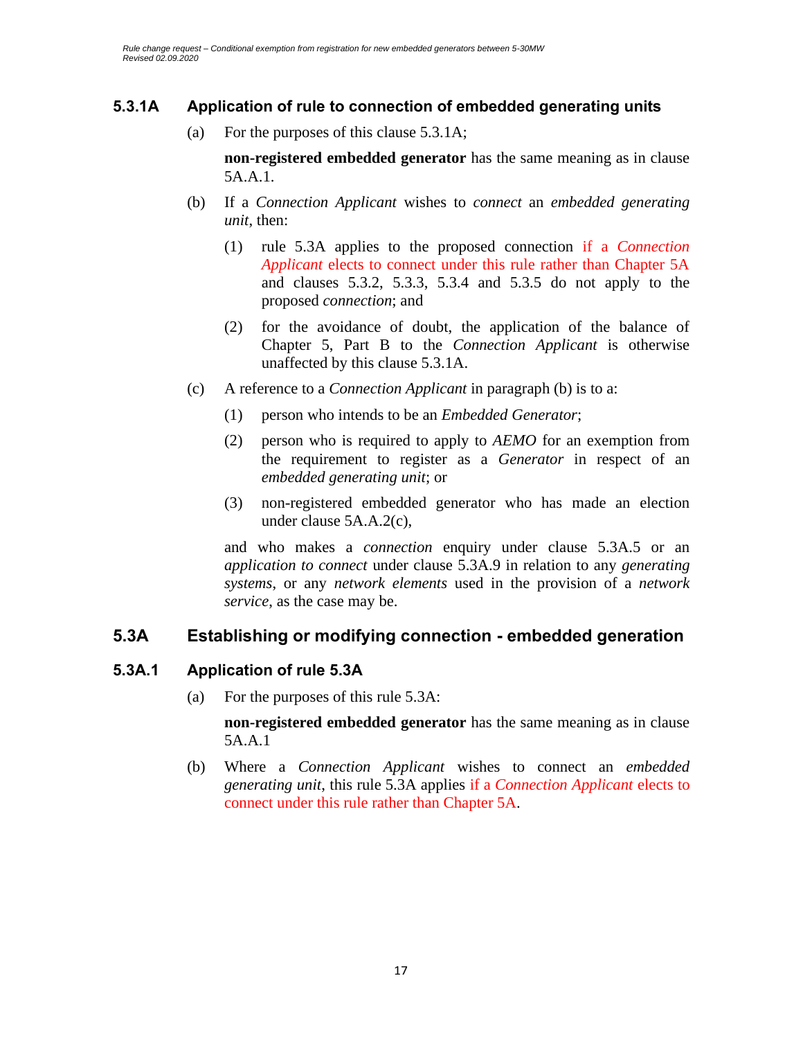### 5.3.1A Application of rule to connection of embedded generating units

(a) For the purposes of this clause 5.3.1A;

**non-registered embedded generator** has the same meaning as in clause 5A.A.1.

(b) If a *Connection Applicant* wishes to *connect* an *embedded generating unit*, then:

(1) rule 5.3A applies to the proposed connection if a *Connection Applicant* elects to connect under this rule rather than Chapter 5A and clauses 5.3.2, 5.3.3, 5.3.4 and 5.3.5 do not apply to the proposed *connection*; and

(2) for the avoidance of doubt, the application of the balance of Chapter 5, Part B to the *Connection Applicant* is otherwise unaffected by this clause 5.3.1A.

(c) A reference to a *Connection Applicant* in paragraph (b) is to a:

(1) person who intends to be an *Embedded Generator*;

(2) person who is required to apply to *AEMO* for an exemption from the requirement to register as a *Generator* in respect of an *embedded generating unit*; or

(3) non-registered embedded generator who has made an election under clause 5A.A.2(c),

and who makes a *connection* enquiry under clause 5.3A.5 or an *application to connect* under clause 5.3A.9 in relation to any *generating systems*, or any *network elements* used in the provision of a *network service*, as the case may be.

## 5.3A Establishing or modifying connection - embedded generation

### 5.3A.1 Application of rule 5.3A

(a) For the purposes of this rule 5.3A:

**non-registered embedded generator** has the same meaning as in clause 5A.A.1

(b) Where a *Connection Applicant* wishes to connect an *embedded generating unit*, this rule 5.3A applies if a *Connection Applicant* elects to connect under this rule rather than Chapter 5A.